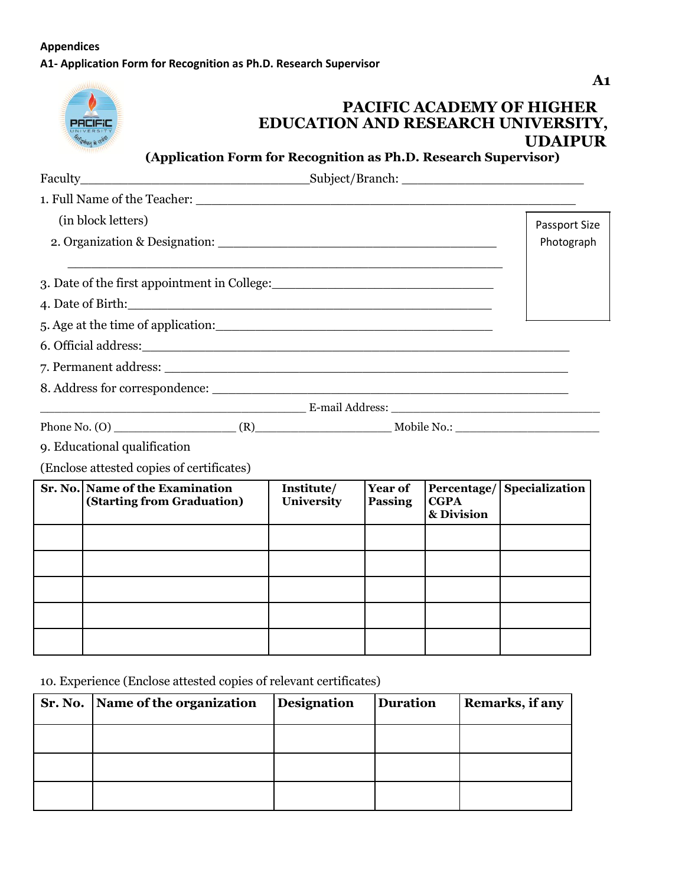**Appendices**

**A1- Application Form for Recognition as Ph.D. Research Supervisor**

**A1**

# PACIFIC ACADEMY OF HIGHER EDUCATION AND RESEARCH UNIVERSITY, UDAIPUR

**(Application Form for Recognition as Ph.D. Research Supervisor)**

Faculty______________________________ Subject/Branch: _______________________

1. Full Name of the Teacher: ________________________________________________
   (in block letters)

Passport Size Photograph

2. Organization & Designation: ___________________________________
   ______________________________________________________

3. Date of the first appointment in College:____________________________

4. Date of Birth:______________________________________________

5. Age at the time of application:___________________________________

6. Official address:_______________________________________________________

7. Permanent address: _____________________________________________________

8. Address for correspondence: ______________________________________________

_________________________________ E-mail Address: ___________________________

Phone No. (O) ________________ (R)__________________ Mobile No.: ___________________

9. Educational qualification

(Enclose attested copies of certificates)

| Sr. No. | Name of the Examination (Starting from Graduation) | Institute/ University | Year of Passing | Percentage/ CGPA & Division | Specialization |
|---|---|---|---|---|---|
| | | | | | |
| | | | | | |
| | | | | | |
| | | | | | |
| | | | | | |

10. Experience (Enclose attested copies of relevant certificates)

| Sr. No. | Name of the organization | Designation | Duration | Remarks, if any |
|---|---|---|---|---|
| | | | | |
| | | | | |
| | | | | |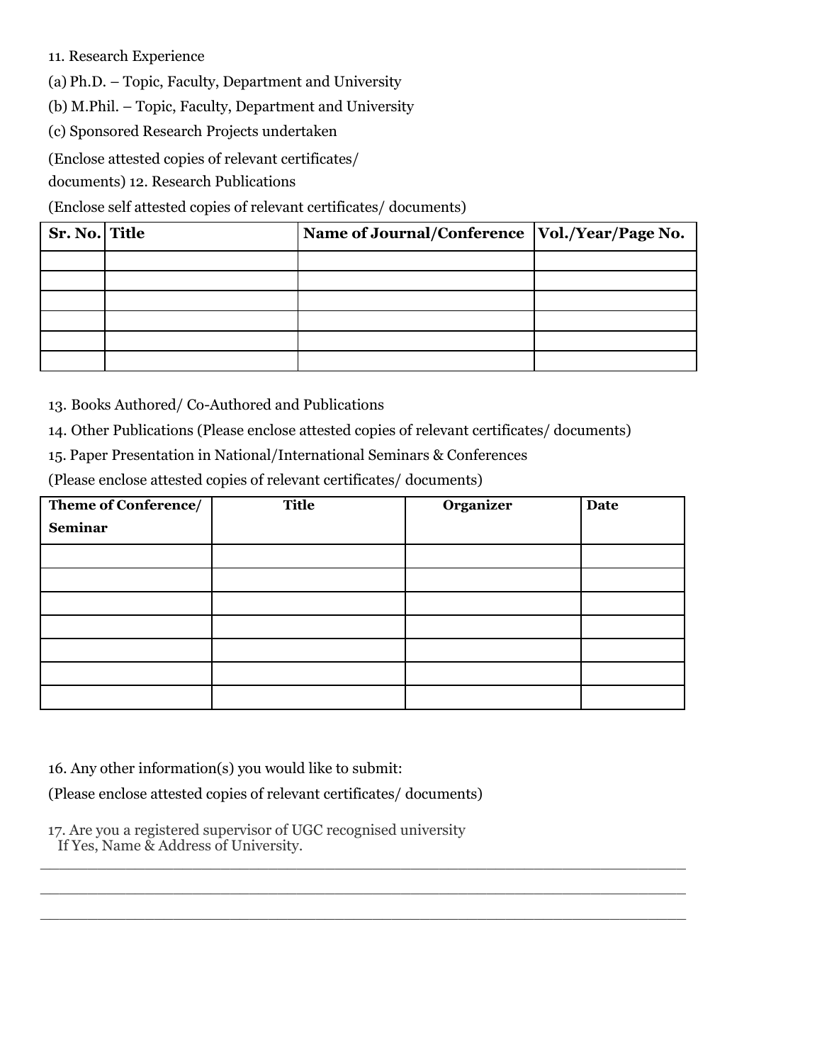11. Research Experience

(a) Ph.D. – Topic, Faculty, Department and University

(b) M.Phil. – Topic, Faculty, Department and University

(c) Sponsored Research Projects undertaken

(Enclose attested copies of relevant certificates/ documents) 12. Research Publications

(Enclose self attested copies of relevant certificates/ documents)

| Sr. No. | Title | Name of Journal/Conference | Vol./Year/Page No. |
|---|---|---|---|
| | | | |
| | | | |
| | | | |
| | | | |
| | | | |
| | | | |

13. Books Authored/ Co-Authored and Publications

14. Other Publications (Please enclose attested copies of relevant certificates/ documents)

15. Paper Presentation in National/International Seminars & Conferences

(Please enclose attested copies of relevant certificates/ documents)

| Theme of Conference/ Seminar | Title | Organizer | Date |
|---|---|---|---|
| | | | |
| | | | |
| | | | |
| | | | |
| | | | |
| | | | |
| | | | |

16. Any other information(s) you would like to submit:

(Please enclose attested copies of relevant certificates/ documents)

17. Are you a registered supervisor of UGC recognised university
If Yes, Name & Address of University.

______________________________________________________________________

______________________________________________________________________

______________________________________________________________________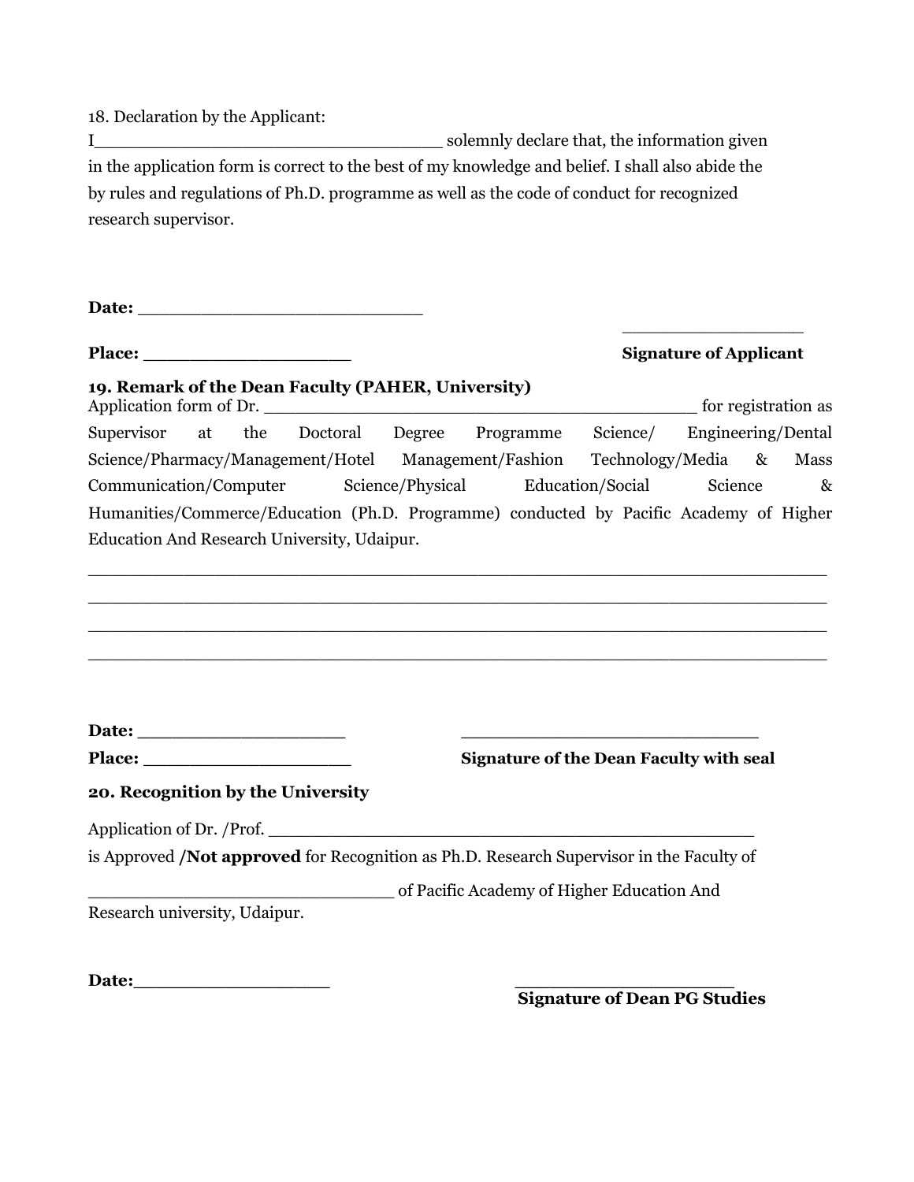18. Declaration by the Applicant:

I_________________________________ solemnly declare that, the information given in the application form is correct to the best of my knowledge and belief. I shall also abide the by rules and regulations of Ph.D. programme as well as the code of conduct for recognized research supervisor.

**Date:** ___________________________

**Place:** ____________________ ________________ **Signature of Applicant**

**19. Remark of the Dean Faculty (PAHER, University)**

Application form of Dr. _________________________________________ for registration as Supervisor at the Doctoral Degree Programme Science/ Engineering/Dental Science/Pharmacy/Management/Hotel Management/Fashion Technology/Media & Mass Communication/Computer Science/Physical Education/Social Science & Humanities/Commerce/Education (Ph.D. Programme) conducted by Pacific Academy of Higher Education And Research University, Udaipur.

______________________________________________________________________

______________________________________________________________________

______________________________________________________________________

______________________________________________________________________

**Date:** ____________________ ____________________________

**Place:** ____________________ **Signature of the Dean Faculty with seal**

**20. Recognition by the University**

Application of Dr. /Prof. ________________________________________________

is Approved **/Not approved** for Recognition as Ph.D. Research Supervisor in the Faculty of

______________________________ of Pacific Academy of Higher Education And Research university, Udaipur.

**Date:**___________________ _____________________

**Signature of Dean PG Studies**